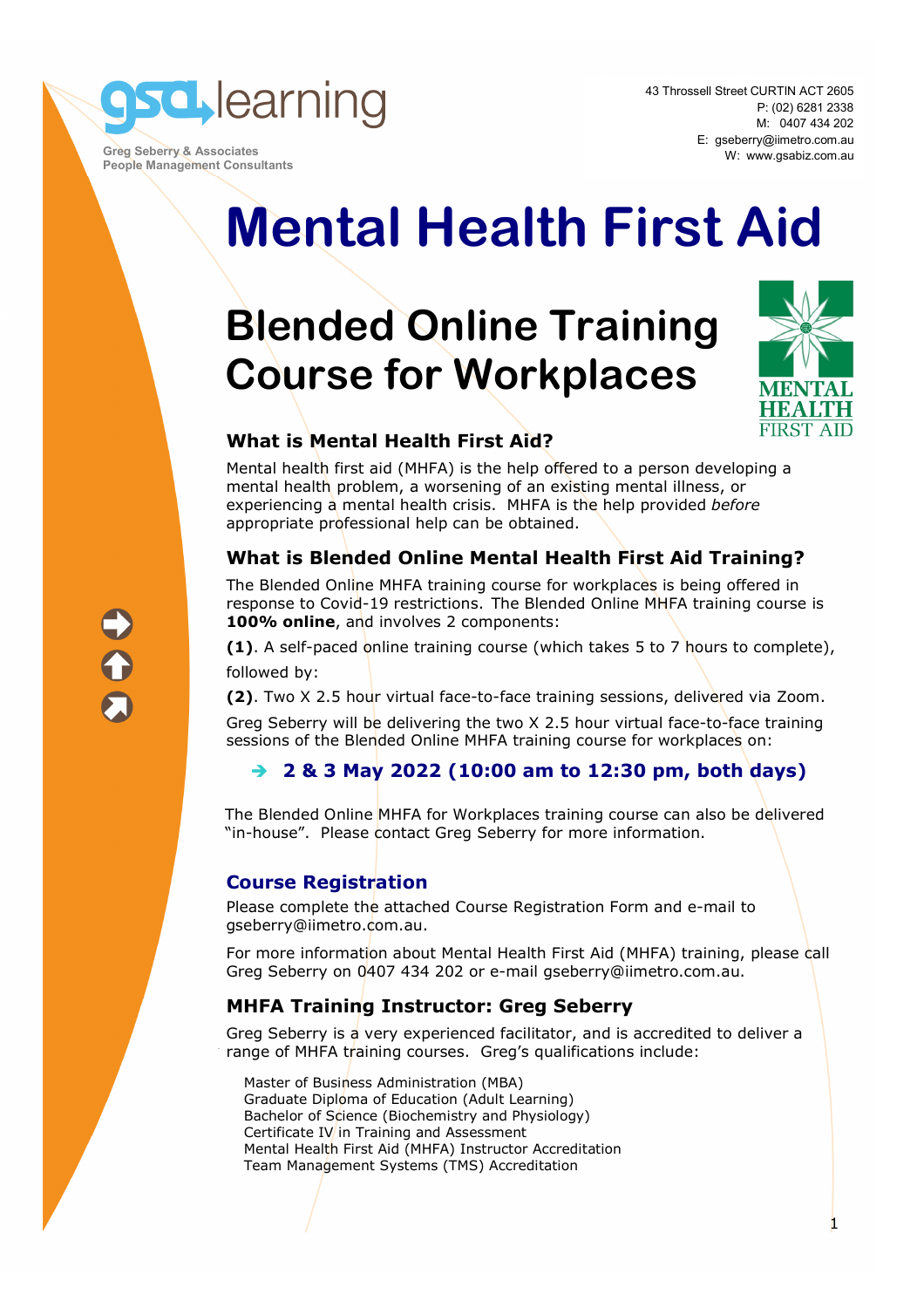gsa learning

Greg Seberry & Associates
People Management Consultants

43 Throssell Street CURTIN ACT 2605
P: (02) 6281 2338
M: 0407 434 202
E: gseberry@iimetro.com.au
W: www.gsabiz.com.au

# Mental Health First Aid

## Blended Online Training Course for Workplaces

MENTAL HEALTH FIRST AID

### What is Mental Health First Aid?

Mental health first aid (MHFA) is the help offered to a person developing a mental health problem, a worsening of an existing mental illness, or experiencing a mental health crisis. MHFA is the help provided *before* appropriate professional help can be obtained.

### What is Blended Online Mental Health First Aid Training?

The Blended Online MHFA training course for workplaces is being offered in response to Covid-19 restrictions. The Blended Online MHFA training course is **100% online**, and involves 2 components:

**(1)**. A self-paced online training course (which takes 5 to 7 hours to complete), followed by:

**(2)**. Two X 2.5 hour virtual face-to-face training sessions, delivered via Zoom.

Greg Seberry will be delivering the two X 2.5 hour virtual face-to-face training sessions of the Blended Online MHFA training course for workplaces on:

- **2 & 3 May 2022 (10:00 am to 12:30 pm, both days)**

The Blended Online MHFA for Workplaces training course can also be delivered "in-house". Please contact Greg Seberry for more information.

### Course Registration

Please complete the attached Course Registration Form and e-mail to gseberry@iimetro.com.au.

For more information about Mental Health First Aid (MHFA) training, please call Greg Seberry on 0407 434 202 or e-mail gseberry@iimetro.com.au.

### MHFA Training Instructor: Greg Seberry

Greg Seberry is a very experienced facilitator, and is accredited to deliver a range of MHFA training courses. Greg's qualifications include:

Master of Business Administration (MBA)
Graduate Diploma of Education (Adult Learning)
Bachelor of Science (Biochemistry and Physiology)
Certificate IV in Training and Assessment
Mental Health First Aid (MHFA) Instructor Accreditation
Team Management Systems (TMS) Accreditation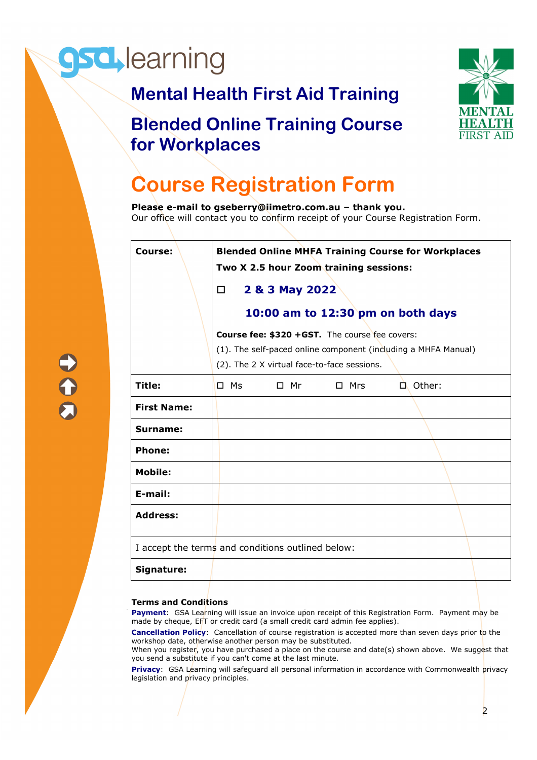gsa learning

# Mental Health First Aid Training

## Blended Online Training Course for Workplaces

MENTAL HEALTH FIRST AID

# Course Registration Form

**Please e-mail to gseberry@iimetro.com.au – thank you.**
Our office will contact you to confirm receipt of your Course Registration Form.

| | |
|---|---|
| **Course:** | **Blended Online MHFA Training Course for Workplaces**<br>**Two X 2.5 hour Zoom training sessions:**<br>☐ **2 & 3 May 2022**<br>**10:00 am to 12:30 pm on both days**<br>**Course fee: $320 +GST.** The course fee covers:<br>(1). The self-paced online component (including a MHFA Manual)<br>(2). The 2 X virtual face-to-face sessions. |
| **Title:** | ☐ Ms ☐ Mr ☐ Mrs ☐ Other: |
| **First Name:** | |
| **Surname:** | |
| **Phone:** | |
| **Mobile:** | |
| **E-mail:** | |
| **Address:** | |
| I accept the terms and conditions outlined below: | |
| **Signature:** | |

**Terms and Conditions**

**Payment**: GSA Learning will issue an invoice upon receipt of this Registration Form. Payment may be made by cheque, EFT or credit card (a small credit card admin fee applies).

**Cancellation Policy**: Cancellation of course registration is accepted more than seven days prior to the workshop date, otherwise another person may be substituted.
When you register, you have purchased a place on the course and date(s) shown above. We suggest that you send a substitute if you can't come at the last minute.

**Privacy**: GSA Learning will safeguard all personal information in accordance with Commonwealth privacy legislation and privacy principles.